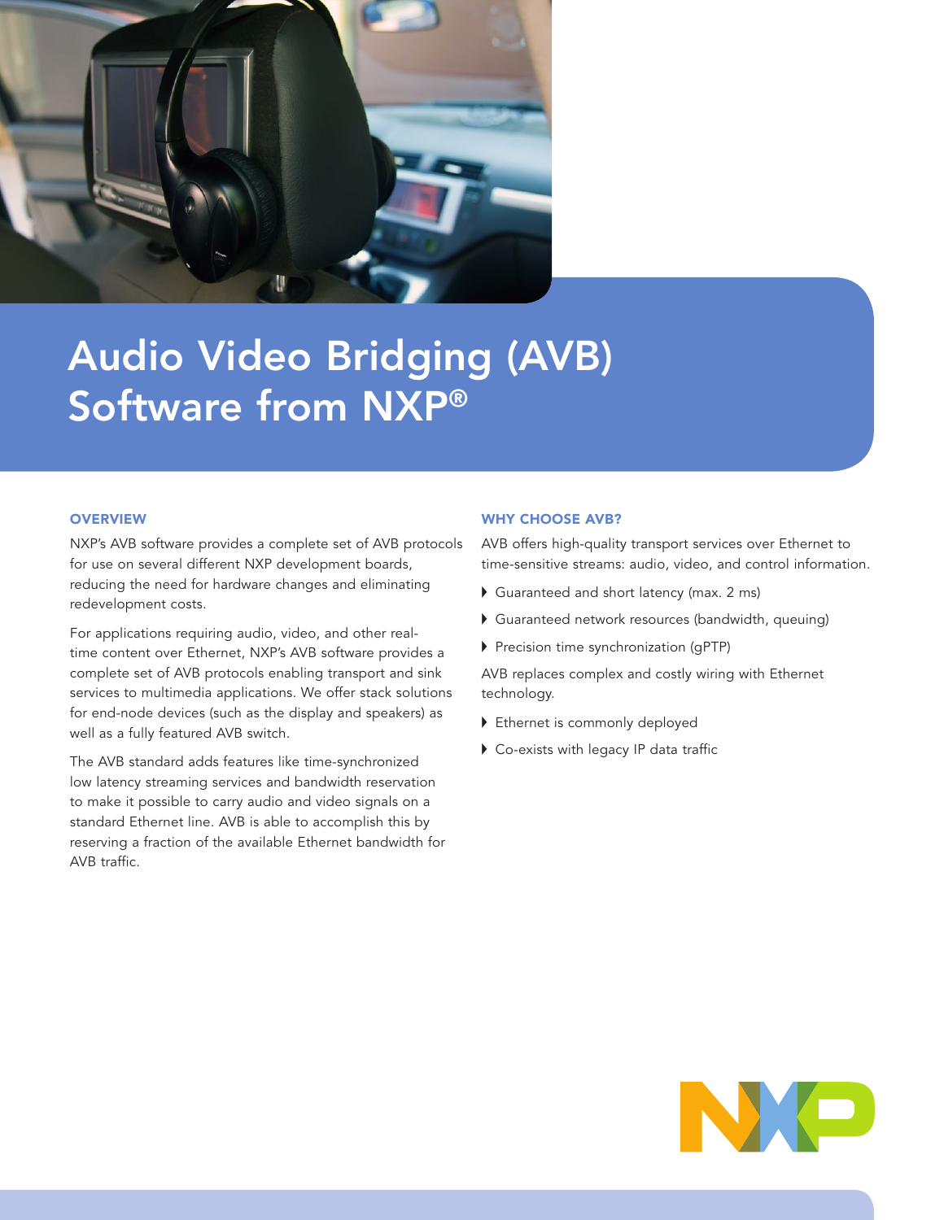# Audio Video Bridging (AVB) Software from NXP®

## OVERVIEW

NXP's AVB software provides a complete set of AVB protocols for use on several different NXP development boards, reducing the need for hardware changes and eliminating redevelopment costs.

For applications requiring audio, video, and other real-time content over Ethernet, NXP's AVB software provides a complete set of AVB protocols enabling transport and sink services to multimedia applications. We offer stack solutions for end-node devices (such as the display and speakers) as well as a fully featured AVB switch.

The AVB standard adds features like time-synchronized low latency streaming services and bandwidth reservation to make it possible to carry audio and video signals on a standard Ethernet line. AVB is able to accomplish this by reserving a fraction of the available Ethernet bandwidth for AVB traffic.

## WHY CHOOSE AVB?

AVB offers high-quality transport services over Ethernet to time-sensitive streams: audio, video, and control information.

- Guaranteed and short latency (max. 2 ms)
- Guaranteed network resources (bandwidth, queuing)
- Precision time synchronization (gPTP)

AVB replaces complex and costly wiring with Ethernet technology.

- Ethernet is commonly deployed
- Co-exists with legacy IP data traffic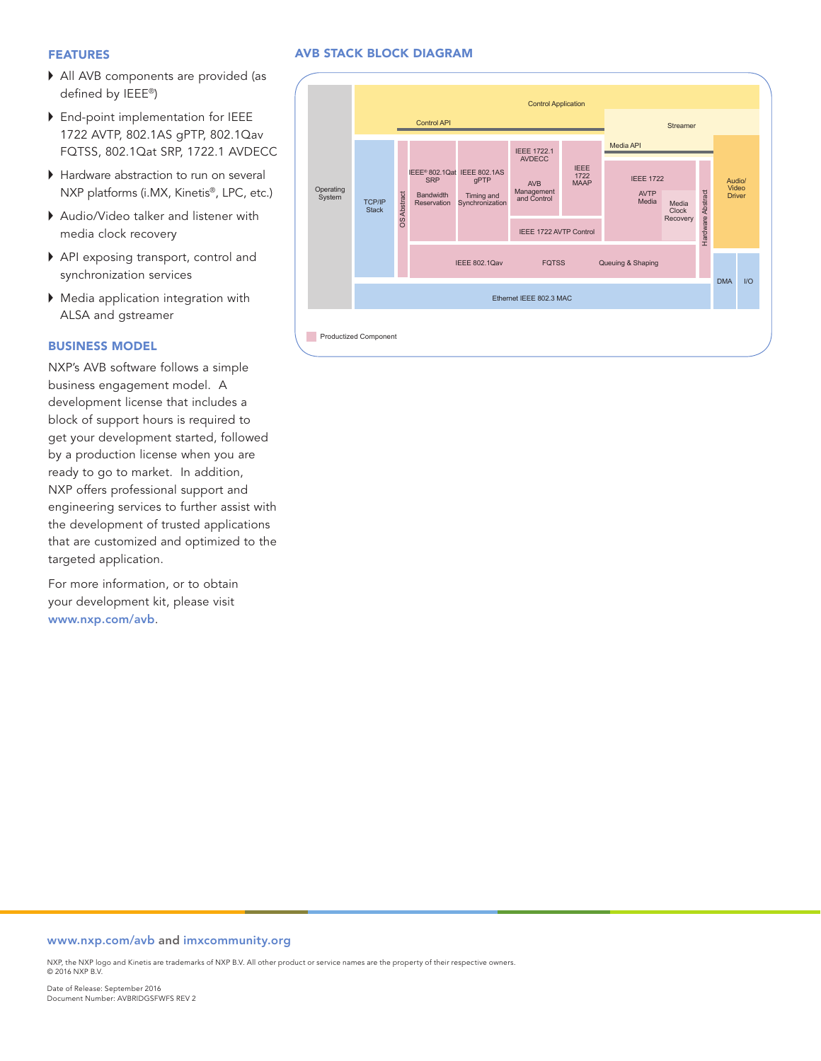## FEATURES

- All AVB components are provided (as defined by IEEE®)
- End-point implementation for IEEE 1722 AVTP, 802.1AS gPTP, 802.1Qav FQTSS, 802.1Qat SRP, 1722.1 AVDECC
- Hardware abstraction to run on several NXP platforms (i.MX, Kinetis®, LPC, etc.)
- Audio/Video talker and listener with media clock recovery
- API exposing transport, control and synchronization services
- Media application integration with ALSA and gstreamer

## BUSINESS MODEL

NXP's AVB software follows a simple business engagement model. A development license that includes a block of support hours is required to get your development started, followed by a production license when you are ready to go to market. In addition, NXP offers professional support and engineering services to further assist with the development of trusted applications that are customized and optimized to the targeted application.

For more information, or to obtain your development kit, please visit www.nxp.com/avb.

## AVB STACK BLOCK DIAGRAM

Control Application

Control API

Streamer

Media API

Operating System

TCP/IP Stack

OS Abstract

IEEE® 802.1Qat SRP

Bandwidth Reservation

IEEE 802.1AS gPTP

Timing and Synchronization

IEEE 1722.1 AVDECC

AVB Management and Control

IEEE 1722 MAAP

IEEE 1722 AVTP Control

IEEE 1722

AVTP Media

Media Clock Recovery

Hardware Abstract

Audio/ Video Driver

IEEE 802.1Qav

FQTSS

Queuing & Shaping

DMA

I/O

Ethernet IEEE 802.3 MAC

Productized Component

www.nxp.com/avb and imxcommunity.org

NXP, the NXP logo and Kinetis are trademarks of NXP B.V. All other product or service names are the property of their respective owners.
© 2016 NXP B.V.

Date of Release: September 2016
Document Number: AVBRIDGSFWFS REV 2